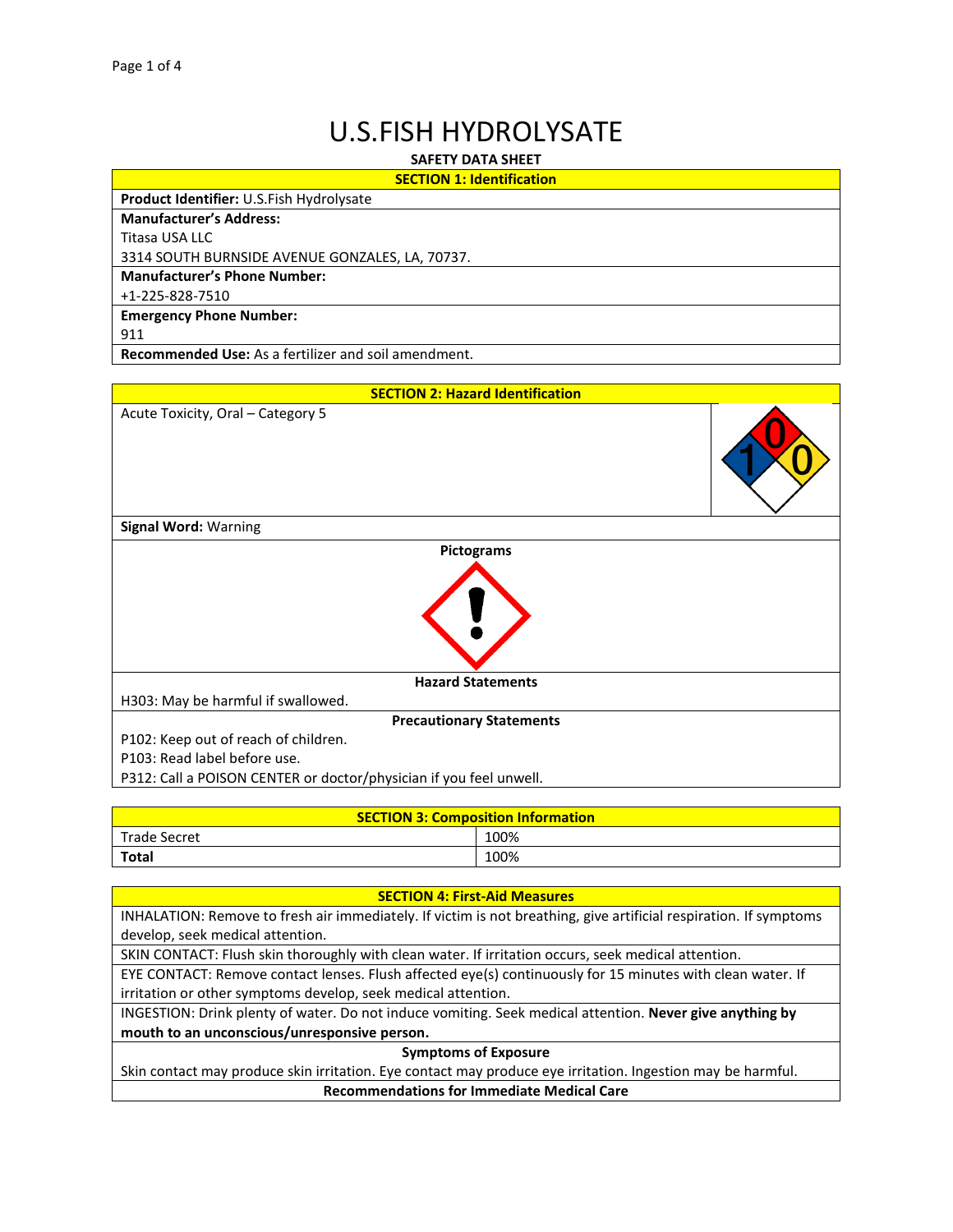# U.S.FISH HYDROLYSATE

**SAFETY DATA SHEET**

## SECTION 1: Identification

**Product Identifier:** U.S.Fish Hydrolysate

**Manufacturer's Address:**
Titasa USA LLC
3314 SOUTH BURNSIDE AVENUE GONZALES, LA, 70737.

**Manufacturer's Phone Number:**
+1-225-828-7510

**Emergency Phone Number:**
911

**Recommended Use:** As a fertilizer and soil amendment.

## SECTION 2: Hazard Identification

Acute Toxicity, Oral – Category 5

**Signal Word:** Warning

**Pictograms**

**Hazard Statements**

H303: May be harmful if swallowed.

**Precautionary Statements**

P102: Keep out of reach of children.
P103: Read label before use.
P312: Call a POISON CENTER or doctor/physician if you feel unwell.

## SECTION 3: Composition Information

| | |
|---|---|
| Trade Secret | 100% |
| **Total** | 100% |

## SECTION 4: First-Aid Measures

INHALATION: Remove to fresh air immediately. If victim is not breathing, give artificial respiration. If symptoms develop, seek medical attention.

SKIN CONTACT: Flush skin thoroughly with clean water. If irritation occurs, seek medical attention.

EYE CONTACT: Remove contact lenses. Flush affected eye(s) continuously for 15 minutes with clean water. If irritation or other symptoms develop, seek medical attention.

INGESTION: Drink plenty of water. Do not induce vomiting. Seek medical attention. **Never give anything by mouth to an unconscious/unresponsive person.**

**Symptoms of Exposure**

Skin contact may produce skin irritation. Eye contact may produce eye irritation. Ingestion may be harmful.

**Recommendations for Immediate Medical Care**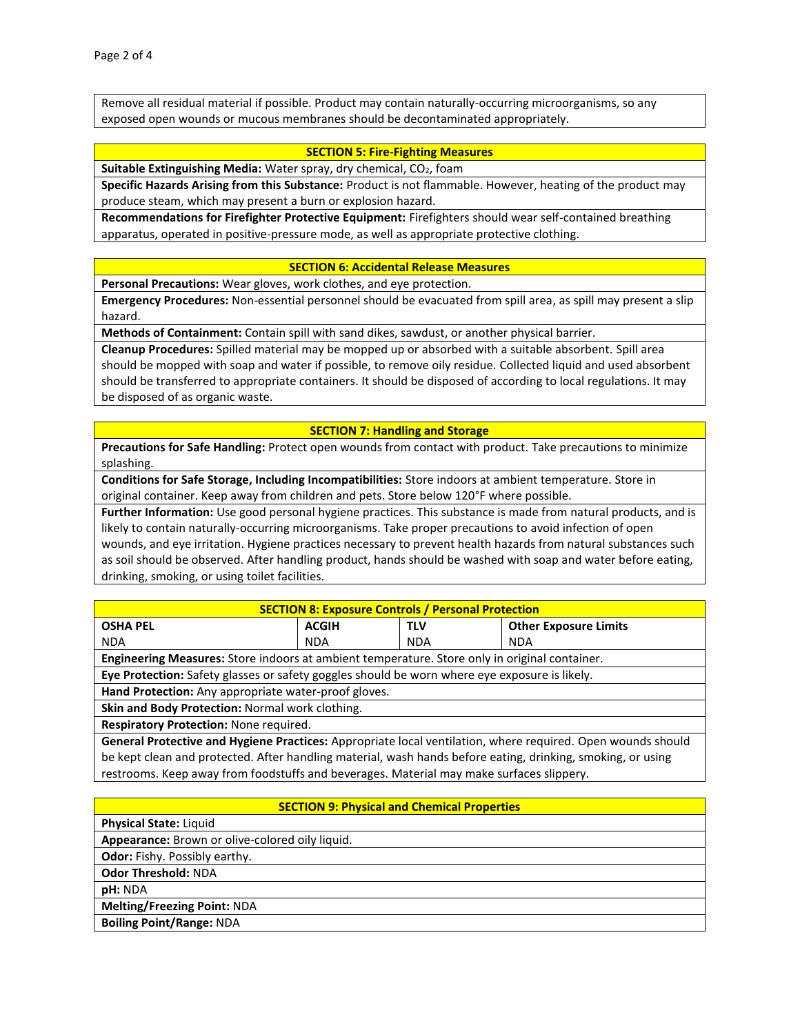Remove all residual material if possible. Product may contain naturally-occurring microorganisms, so any exposed open wounds or mucous membranes should be decontaminated appropriately.

## SECTION 5: Fire-Fighting Measures

**Suitable Extinguishing Media:** Water spray, dry chemical, $CO_2$, foam

**Specific Hazards Arising from this Substance:** Product is not flammable. However, heating of the product may produce steam, which may present a burn or explosion hazard.

**Recommendations for Firefighter Protective Equipment:** Firefighters should wear self-contained breathing apparatus, operated in positive-pressure mode, as well as appropriate protective clothing.

## SECTION 6: Accidental Release Measures

**Personal Precautions:** Wear gloves, work clothes, and eye protection.

**Emergency Procedures:** Non-essential personnel should be evacuated from spill area, as spill may present a slip hazard.

**Methods of Containment:** Contain spill with sand dikes, sawdust, or another physical barrier.

**Cleanup Procedures:** Spilled material may be mopped up or absorbed with a suitable absorbent. Spill area should be mopped with soap and water if possible, to remove oily residue. Collected liquid and used absorbent should be transferred to appropriate containers. It should be disposed of according to local regulations. It may be disposed of as organic waste.

## SECTION 7: Handling and Storage

**Precautions for Safe Handling:** Protect open wounds from contact with product. Take precautions to minimize splashing.

**Conditions for Safe Storage, Including Incompatibilities:** Store indoors at ambient temperature. Store in original container. Keep away from children and pets. Store below 120°F where possible.

**Further Information:** Use good personal hygiene practices. This substance is made from natural products, and is likely to contain naturally-occurring microorganisms. Take proper precautions to avoid infection of open wounds, and eye irritation. Hygiene practices necessary to prevent health hazards from natural substances such as soil should be observed. After handling product, hands should be washed with soap and water before eating, drinking, smoking, or using toilet facilities.

## SECTION 8: Exposure Controls / Personal Protection

| OSHA PEL | ACGIH | TLV | Other Exposure Limits |
|---|---|---|---|
| NDA | NDA | NDA | NDA |

**Engineering Measures:** Store indoors at ambient temperature. Store only in original container.

**Eye Protection:** Safety glasses or safety goggles should be worn where eye exposure is likely.

**Hand Protection:** Any appropriate water-proof gloves.

**Skin and Body Protection:** Normal work clothing.

**Respiratory Protection:** None required.

**General Protective and Hygiene Practices:** Appropriate local ventilation, where required. Open wounds should be kept clean and protected. After handling material, wash hands before eating, drinking, smoking, or using restrooms. Keep away from foodstuffs and beverages. Material may make surfaces slippery.

## SECTION 9: Physical and Chemical Properties

**Physical State:** Liquid

**Appearance:** Brown or olive-colored oily liquid.

**Odor:** Fishy. Possibly earthy.

**Odor Threshold:** NDA

**pH:** NDA

**Melting/Freezing Point:** NDA

**Boiling Point/Range:** NDA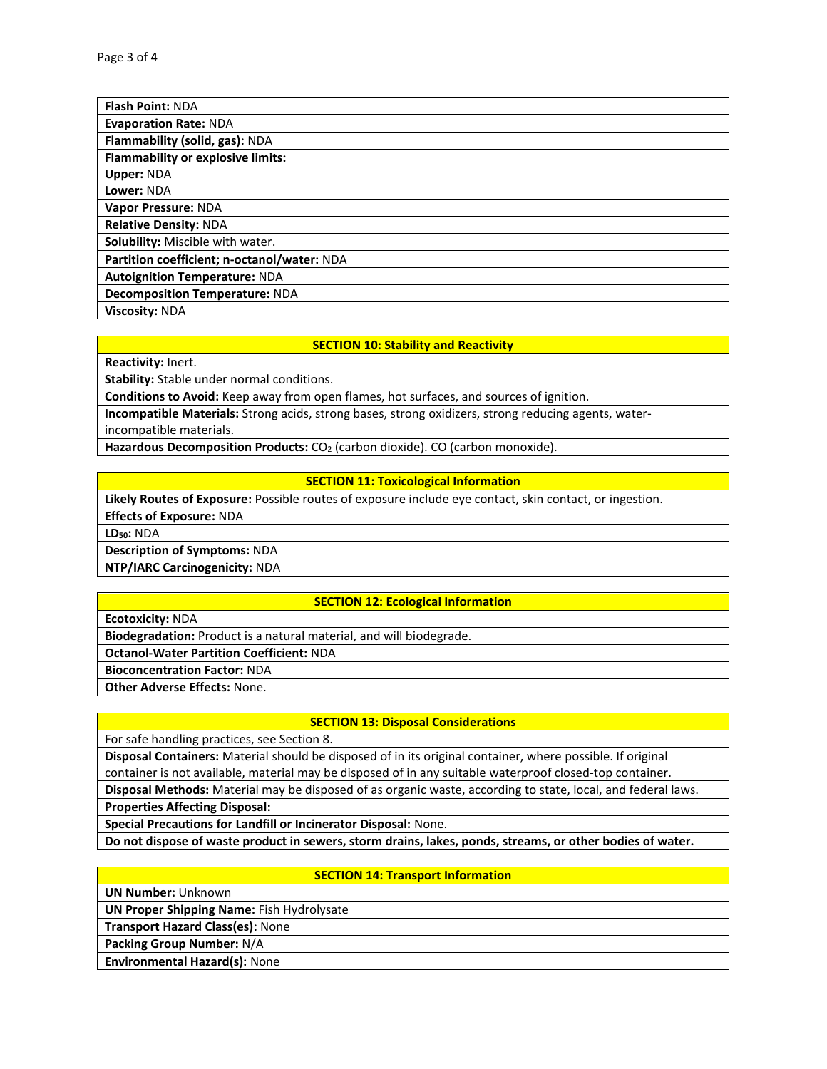**Flash Point:** NDA

**Evaporation Rate:** NDA

**Flammability (solid, gas):** NDA

**Flammability or explosive limits:**
**Upper:** NDA
**Lower:** NDA

**Vapor Pressure:** NDA

**Relative Density:** NDA

**Solubility:** Miscible with water.

**Partition coefficient; n-octanol/water:** NDA

**Autoignition Temperature:** NDA

**Decomposition Temperature:** NDA

**Viscosity:** NDA

## SECTION 10: Stability and Reactivity

**Reactivity:** Inert.

**Stability:** Stable under normal conditions.

**Conditions to Avoid:** Keep away from open flames, hot surfaces, and sources of ignition.

**Incompatible Materials:** Strong acids, strong bases, strong oxidizers, strong reducing agents, water-incompatible materials.

**Hazardous Decomposition Products:** $CO_2$ (carbon dioxide). CO (carbon monoxide).

## SECTION 11: Toxicological Information

**Likely Routes of Exposure:** Possible routes of exposure include eye contact, skin contact, or ingestion.

**Effects of Exposure:** NDA

**$LD_{50}$:** NDA

**Description of Symptoms:** NDA

**NTP/IARC Carcinogenicity:** NDA

## SECTION 12: Ecological Information

**Ecotoxicity:** NDA

**Biodegradation:** Product is a natural material, and will biodegrade.

**Octanol-Water Partition Coefficient:** NDA

**Bioconcentration Factor:** NDA

**Other Adverse Effects:** None.

## SECTION 13: Disposal Considerations

For safe handling practices, see Section 8.

**Disposal Containers:** Material should be disposed of in its original container, where possible. If original container is not available, material may be disposed of in any suitable waterproof closed-top container.

**Disposal Methods:** Material may be disposed of as organic waste, according to state, local, and federal laws.

**Properties Affecting Disposal:**

**Special Precautions for Landfill or Incinerator Disposal:** None.

**Do not dispose of waste product in sewers, storm drains, lakes, ponds, streams, or other bodies of water.**

## SECTION 14: Transport Information

**UN Number:** Unknown

**UN Proper Shipping Name:** Fish Hydrolysate

**Transport Hazard Class(es):** None

**Packing Group Number:** N/A

**Environmental Hazard(s):** None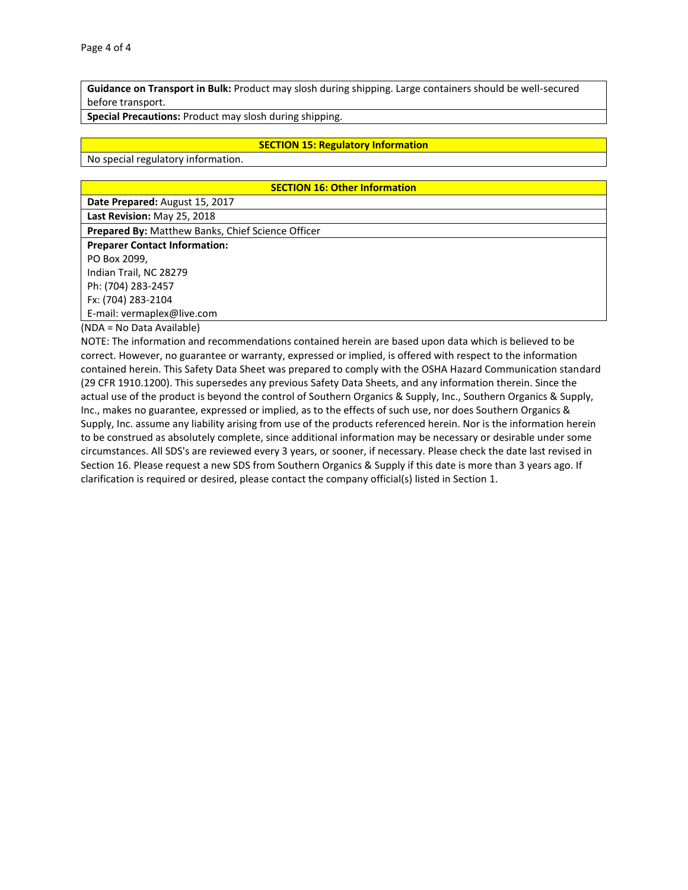**Guidance on Transport in Bulk:** Product may slosh during shipping. Large containers should be well-secured before transport.

**Special Precautions:** Product may slosh during shipping.

## SECTION 15: Regulatory Information

No special regulatory information.

## SECTION 16: Other Information

**Date Prepared:** August 15, 2017

**Last Revision:** May 25, 2018

**Prepared By:** Matthew Banks, Chief Science Officer

**Preparer Contact Information:**
PO Box 2099,
Indian Trail, NC 28279
Ph: (704) 283-2457
Fx: (704) 283-2104
E-mail: vermaplex@live.com

(NDA = No Data Available)

NOTE: The information and recommendations contained herein are based upon data which is believed to be correct. However, no guarantee or warranty, expressed or implied, is offered with respect to the information contained herein. This Safety Data Sheet was prepared to comply with the OSHA Hazard Communication standard (29 CFR 1910.1200). This supersedes any previous Safety Data Sheets, and any information therein. Since the actual use of the product is beyond the control of Southern Organics & Supply, Inc., Southern Organics & Supply, Inc., makes no guarantee, expressed or implied, as to the effects of such use, nor does Southern Organics & Supply, Inc. assume any liability arising from use of the products referenced herein. Nor is the information herein to be construed as absolutely complete, since additional information may be necessary or desirable under some circumstances. All SDS's are reviewed every 3 years, or sooner, if necessary. Please check the date last revised in Section 16. Please request a new SDS from Southern Organics & Supply if this date is more than 3 years ago. If clarification is required or desired, please contact the company official(s) listed in Section 1.